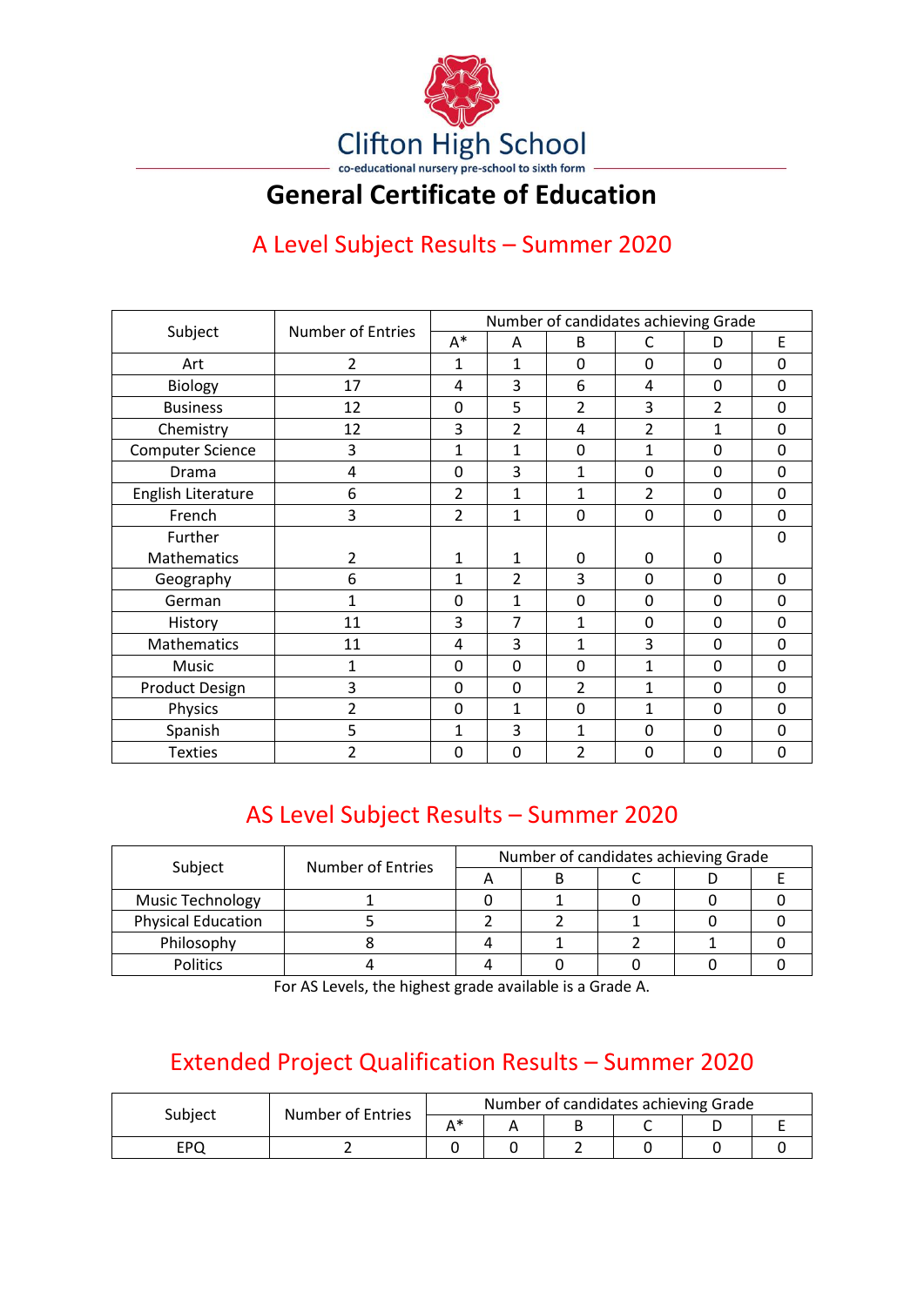# Clifton High School

co-educational nursery pre-school to sixth form

## General Certificate of Education

### A Level Subject Results – Summer 2020

| Subject | Number of Entries | Number of candidates achieving Grade | | | | | |
|---|---|---|---|---|---|---|---|
| | | A* | A | B | C | D | E |
| Art | 2 | 1 | 1 | 0 | 0 | 0 | 0 |
| Biology | 17 | 4 | 3 | 6 | 4 | 0 | 0 |
| Business | 12 | 0 | 5 | 2 | 3 | 2 | 0 |
| Chemistry | 12 | 3 | 2 | 4 | 2 | 1 | 0 |
| Computer Science | 3 | 1 | 1 | 0 | 1 | 0 | 0 |
| Drama | 4 | 0 | 3 | 1 | 0 | 0 | 0 |
| English Literature | 6 | 2 | 1 | 1 | 2 | 0 | 0 |
| French | 3 | 2 | 1 | 0 | 0 | 0 | 0 |
| Further Mathematics | 2 | 1 | 1 | 0 | 0 | 0 | 0 |
| Geography | 6 | 1 | 2 | 3 | 0 | 0 | 0 |
| German | 1 | 0 | 1 | 0 | 0 | 0 | 0 |
| History | 11 | 3 | 7 | 1 | 0 | 0 | 0 |
| Mathematics | 11 | 4 | 3 | 1 | 3 | 0 | 0 |
| Music | 1 | 0 | 0 | 0 | 1 | 0 | 0 |
| Product Design | 3 | 0 | 0 | 2 | 1 | 0 | 0 |
| Physics | 2 | 0 | 1 | 0 | 1 | 0 | 0 |
| Spanish | 5 | 1 | 3 | 1 | 0 | 0 | 0 |
| Texties | 2 | 0 | 0 | 2 | 0 | 0 | 0 |

### AS Level Subject Results – Summer 2020

| Subject | Number of Entries | Number of candidates achieving Grade | | | | |
|---|---|---|---|---|---|---|
| | | A | B | C | D | E |
| Music Technology | 1 | 0 | 1 | 0 | 0 | 0 |
| Physical Education | 5 | 2 | 2 | 1 | 0 | 0 |
| Philosophy | 8 | 4 | 1 | 2 | 1 | 0 |
| Politics | 4 | 4 | 0 | 0 | 0 | 0 |

For AS Levels, the highest grade available is a Grade A.

### Extended Project Qualification Results – Summer 2020

| Subject | Number of Entries | Number of candidates achieving Grade | | | | | |
|---|---|---|---|---|---|---|---|
| | | A* | A | B | C | D | E |
| EPQ | 2 | 0 | 0 | 2 | 0 | 0 | 0 |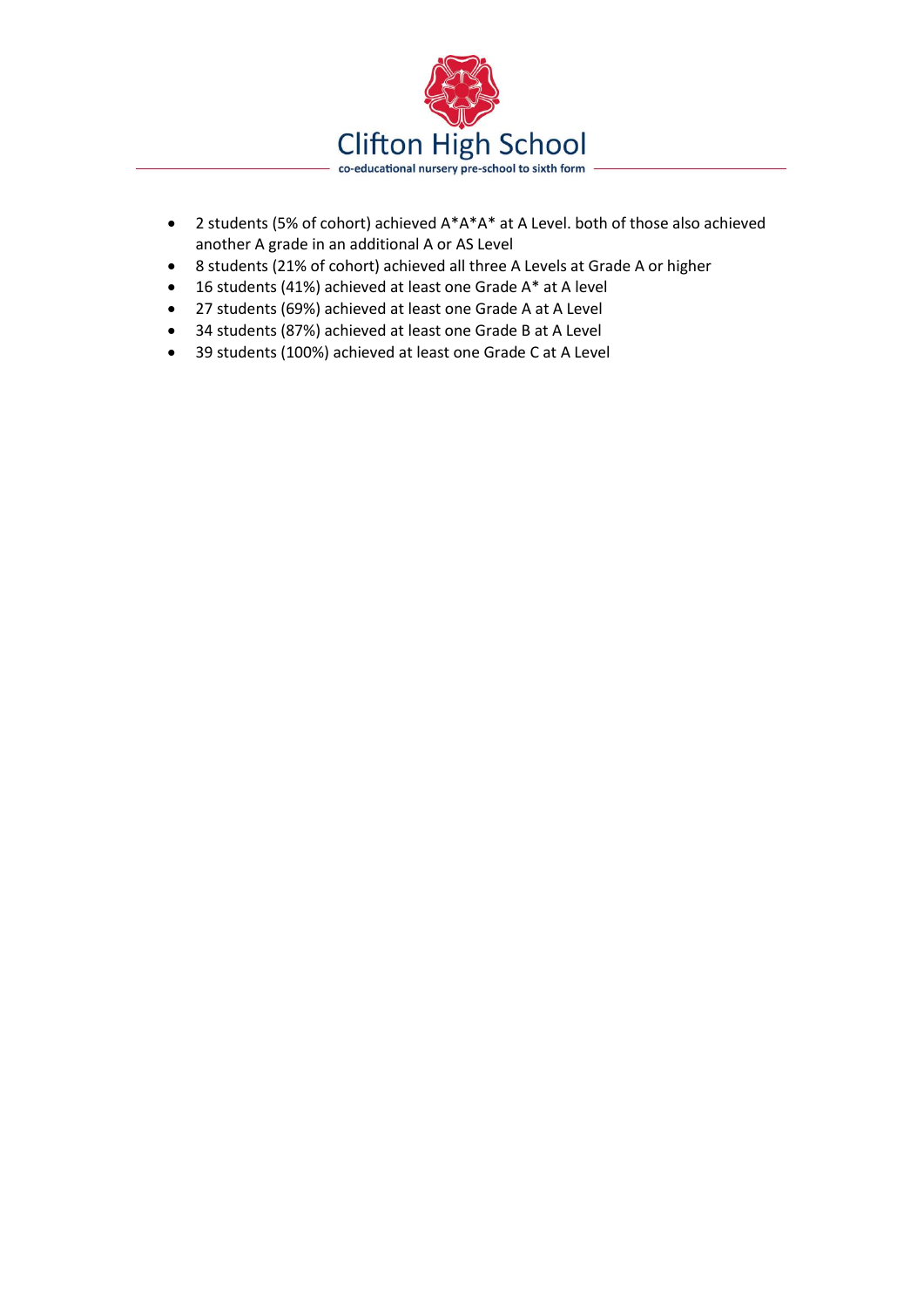- 2 students (5% of cohort) achieved A*A*A* at A Level. both of those also achieved another A grade in an additional A or AS Level
- 8 students (21% of cohort) achieved all three A Levels at Grade A or higher
- 16 students (41%) achieved at least one Grade A* at A level
- 27 students (69%) achieved at least one Grade A at A Level
- 34 students (87%) achieved at least one Grade B at A Level
- 39 students (100%) achieved at least one Grade C at A Level